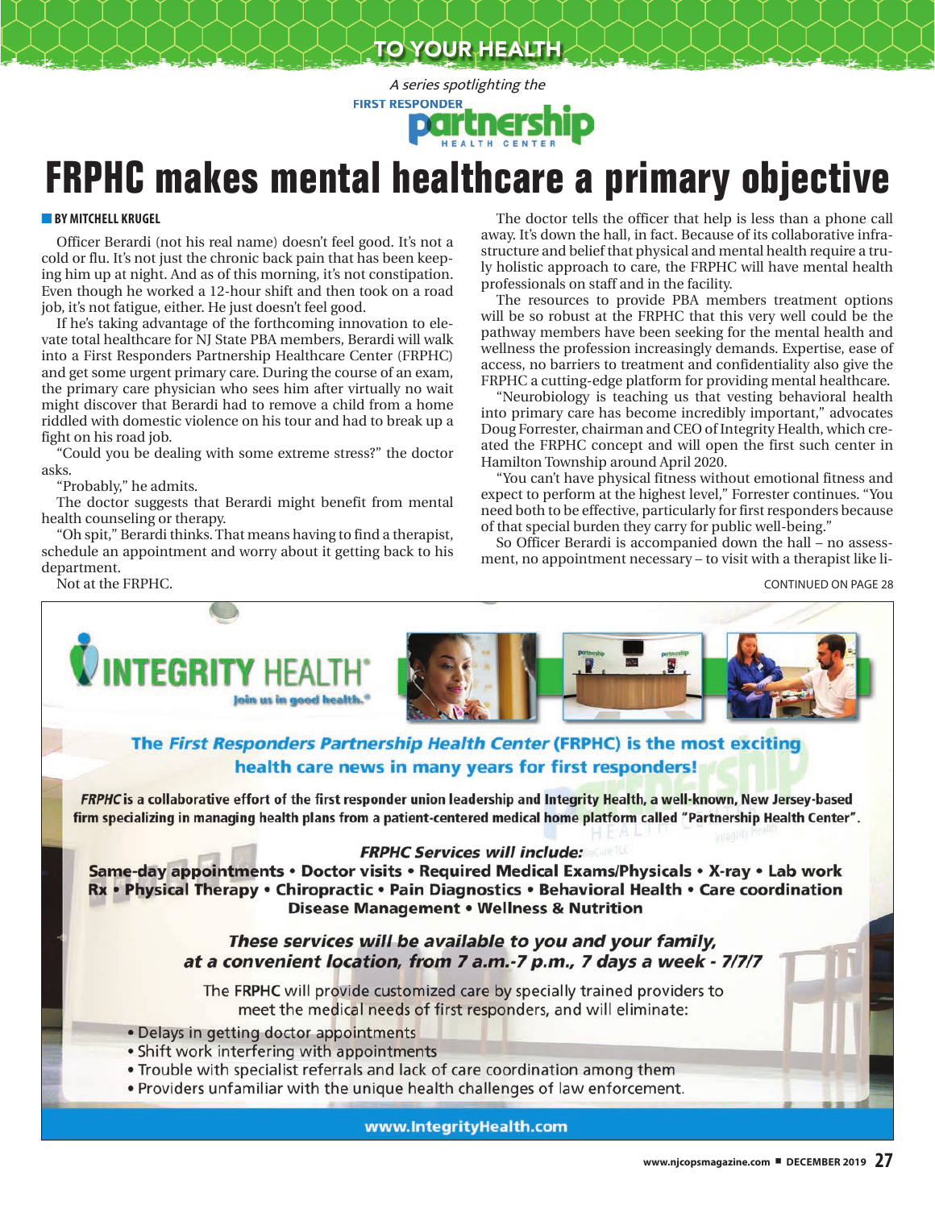TO YOUR HEALTH

*A series spotlighting the* FIRST RESPONDER partnership HEALTH CENTER

# FRPHC makes mental healthcare a primary objective

**BY MITCHELL KRUGEL**

Officer Berardi (not his real name) doesn't feel good. It's not a cold or flu. It's not just the chronic back pain that has been keeping him up at night. And as of this morning, it's not constipation. Even though he worked a 12-hour shift and then took on a road job, it's not fatigue, either. He just doesn't feel good.

If he's taking advantage of the forthcoming innovation to elevate total healthcare for NJ State PBA members, Berardi will walk into a First Responders Partnership Healthcare Center (FRPHC) and get some urgent primary care. During the course of an exam, the primary care physician who sees him after virtually no wait might discover that Berardi had to remove a child from a home riddled with domestic violence on his tour and had to break up a fight on his road job.

"Could you be dealing with some extreme stress?" the doctor asks.

"Probably," he admits.

The doctor suggests that Berardi might benefit from mental health counseling or therapy.

"Oh spit," Berardi thinks. That means having to find a therapist, schedule an appointment and worry about it getting back to his department.

Not at the FRPHC.

The doctor tells the officer that help is less than a phone call away. It's down the hall, in fact. Because of its collaborative infrastructure and belief that physical and mental health require a truly holistic approach to care, the FRPHC will have mental health professionals on staff and in the facility.

The resources to provide PBA members treatment options will be so robust at the FRPHC that this very well could be the pathway members have been seeking for the mental health and wellness the profession increasingly demands. Expertise, ease of access, no barriers to treatment and confidentiality also give the FRPHC a cutting-edge platform for providing mental healthcare.

"Neurobiology is teaching us that vesting behavioral health into primary care has become incredibly important," advocates Doug Forrester, chairman and CEO of Integrity Health, which created the FRPHC concept and will open the first such center in Hamilton Township around April 2020.

"You can't have physical fitness without emotional fitness and expect to perform at the highest level," Forrester continues. "You need both to be effective, particularly for first responders because of that special burden they carry for public well-being."

So Officer Berardi is accompanied down the hall – no assessment, no appointment necessary – to visit with a therapist like li-

CONTINUED ON PAGE 28

---

**INTEGRITY HEALTH®**
*Join us in good health.®*

**The *First Responders Partnership Health Center* (FRPHC) is the most exciting health care news in many years for first responders!**

***FRPHC*** **is a collaborative effort of the first responder union leadership and Integrity Health, a well-known, New Jersey-based firm specializing in managing health plans from a patient-centered medical home platform called "Partnership Health Center".**

***FRPHC Services will include:***

**Same-day appointments • Doctor visits • Required Medical Exams/Physicals • X-ray • Lab work Rx • Physical Therapy • Chiropractic • Pain Diagnostics • Behavioral Health • Care coordination Disease Management • Wellness & Nutrition**

***These services will be available to you and your family, at a convenient location, from 7 a.m.-7 p.m., 7 days a week - 7/7/7***

The FRPHC will provide customized care by specially trained providers to meet the medical needs of first responders, and will eliminate:

- Delays in getting doctor appointments
- Shift work interfering with appointments
- Trouble with specialist referrals and lack of care coordination among them
- Providers unfamiliar with the unique health challenges of law enforcement.

**www.IntegrityHealth.com**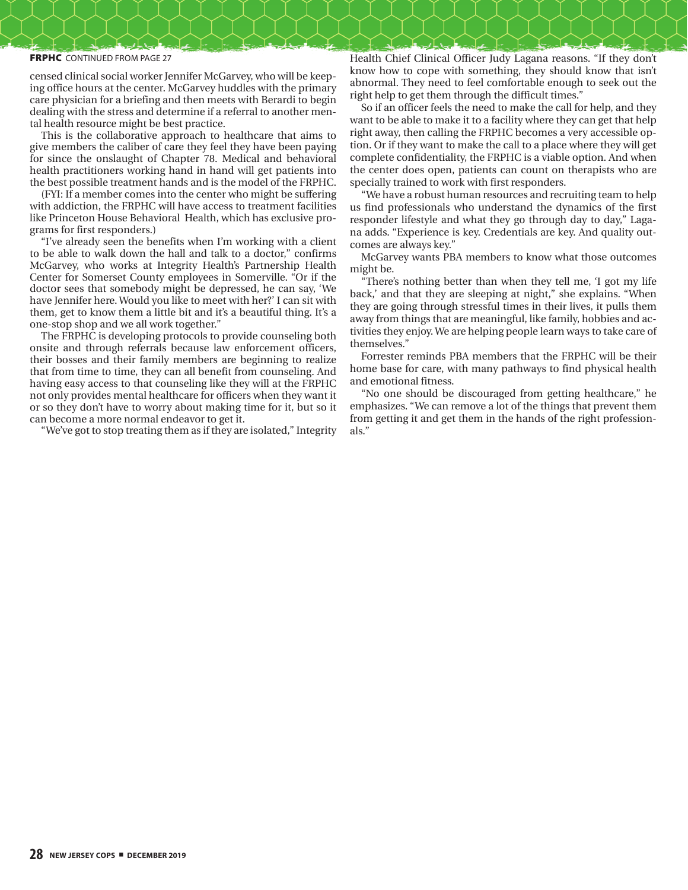**FRPHC** CONTINUED FROM PAGE 27

censed clinical social worker Jennifer McGarvey, who will be keeping office hours at the center. McGarvey huddles with the primary care physician for a briefing and then meets with Berardi to begin dealing with the stress and determine if a referral to another mental health resource might be best practice.

This is the collaborative approach to healthcare that aims to give members the caliber of care they feel they have been paying for since the onslaught of Chapter 78. Medical and behavioral health practitioners working hand in hand will get patients into the best possible treatment hands and is the model of the FRPHC.

(FYI: If a member comes into the center who might be suffering with addiction, the FRPHC will have access to treatment facilities like Princeton House Behavioral Health, which has exclusive programs for first responders.)

"I've already seen the benefits when I'm working with a client to be able to walk down the hall and talk to a doctor," confirms McGarvey, who works at Integrity Health's Partnership Health Center for Somerset County employees in Somerville. "Or if the doctor sees that somebody might be depressed, he can say, 'We have Jennifer here. Would you like to meet with her?' I can sit with them, get to know them a little bit and it's a beautiful thing. It's a one-stop shop and we all work together."

The FRPHC is developing protocols to provide counseling both onsite and through referrals because law enforcement officers, their bosses and their family members are beginning to realize that from time to time, they can all benefit from counseling. And having easy access to that counseling like they will at the FRPHC not only provides mental healthcare for officers when they want it or so they don't have to worry about making time for it, but so it can become a more normal endeavor to get it.

"We've got to stop treating them as if they are isolated," Integrity Health Chief Clinical Officer Judy Lagana reasons. "If they don't know how to cope with something, they should know that isn't abnormal. They need to feel comfortable enough to seek out the right help to get them through the difficult times."

So if an officer feels the need to make the call for help, and they want to be able to make it to a facility where they can get that help right away, then calling the FRPHC becomes a very accessible option. Or if they want to make the call to a place where they will get complete confidentiality, the FRPHC is a viable option. And when the center does open, patients can count on therapists who are specially trained to work with first responders.

"We have a robust human resources and recruiting team to help us find professionals who understand the dynamics of the first responder lifestyle and what they go through day to day," Lagana adds. "Experience is key. Credentials are key. And quality outcomes are always key."

McGarvey wants PBA members to know what those outcomes might be.

"There's nothing better than when they tell me, 'I got my life back,' and that they are sleeping at night," she explains. "When they are going through stressful times in their lives, it pulls them away from things that are meaningful, like family, hobbies and activities they enjoy. We are helping people learn ways to take care of themselves."

Forrester reminds PBA members that the FRPHC will be their home base for care, with many pathways to find physical health and emotional fitness.

"No one should be discouraged from getting healthcare," he emphasizes. "We can remove a lot of the things that prevent them from getting it and get them in the hands of the right professionals."